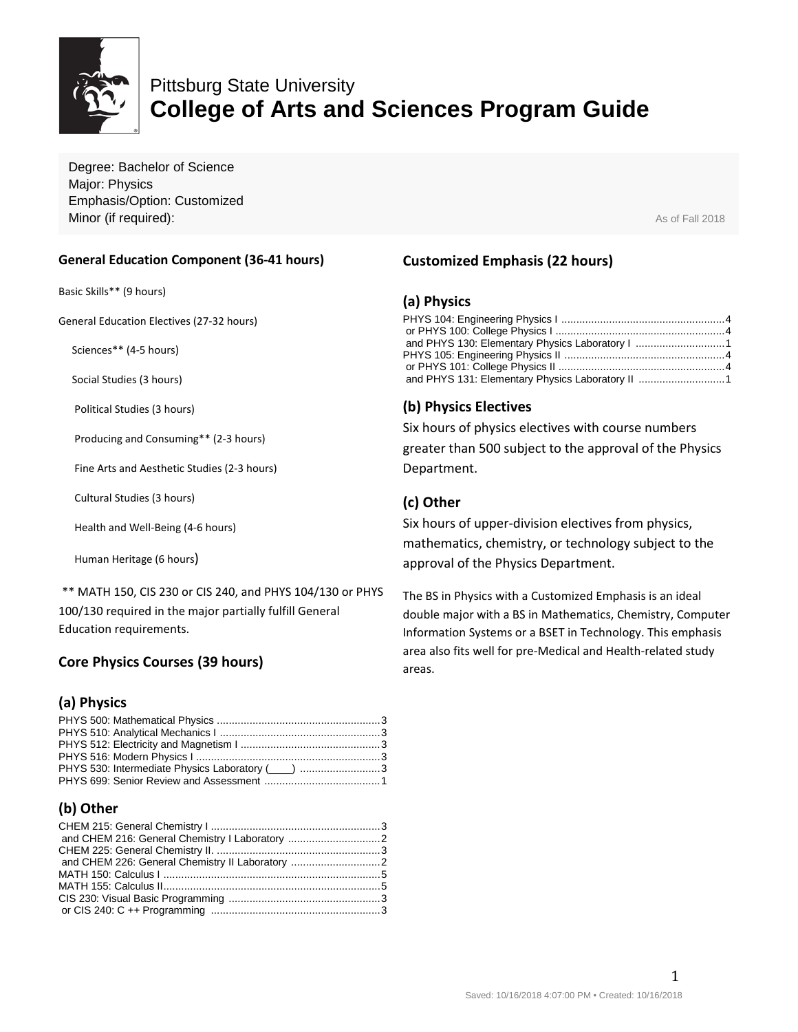Pittsburg State University

# College of Arts and Sciences Program Guide

Degree: Bachelor of Science
Major: Physics
Emphasis/Option: Customized
Minor (if required):

As of Fall 2018

## General Education Component (36-41 hours)

Basic Skills** (9 hours)

General Education Electives (27-32 hours)

- Sciences** (4-5 hours)
- Social Studies (3 hours)
  - Political Studies (3 hours)
  - Producing and Consuming** (2-3 hours)
  - Fine Arts and Aesthetic Studies (2-3 hours)
  - Cultural Studies (3 hours)
  - Health and Well-Being (4-6 hours)
  - Human Heritage (6 hours)

** MATH 150, CIS 230 or CIS 240, and PHYS 104/130 or PHYS 100/130 required in the major partially fulfill General Education requirements.

## Core Physics Courses (39 hours)

### (a) Physics

PHYS 500: Mathematical Physics ........................................................3
PHYS 510: Analytical Mechanics I ......................................................3
PHYS 512: Electricity and Magnetism I ...............................................3
PHYS 516: Modern Physics I ..............................................................3
PHYS 530: Intermediate Physics Laboratory (____) ...........................3
PHYS 699: Senior Review and Assessment .......................................1

### (b) Other

CHEM 215: General Chemistry I .........................................................3
and CHEM 216: General Chemistry I Laboratory ...............................2
CHEM 225: General Chemistry II. .......................................................3
and CHEM 226: General Chemistry II Laboratory ..............................2
MATH 150: Calculus I ........................................................................5
MATH 155: Calculus II........................................................................5
CIS 230: Visual Basic Programming ...................................................3
or CIS 240: C ++ Programming .........................................................3

## Customized Emphasis (22 hours)

### (a) Physics

PHYS 104: Engineering Physics I .......................................................4
or PHYS 100: College Physics I .........................................................4
and PHYS 130: Elementary Physics Laboratory I ..............................1
PHYS 105: Engineering Physics II ......................................................4
or PHYS 101: College Physics II ........................................................4
and PHYS 131: Elementary Physics Laboratory II .............................1

### (b) Physics Electives

Six hours of physics electives with course numbers greater than 500 subject to the approval of the Physics Department.

### (c) Other

Six hours of upper-division electives from physics, mathematics, chemistry, or technology subject to the approval of the Physics Department.

The BS in Physics with a Customized Emphasis is an ideal double major with a BS in Mathematics, Chemistry, Computer Information Systems or a BSET in Technology. This emphasis area also fits well for pre-Medical and Health-related study areas.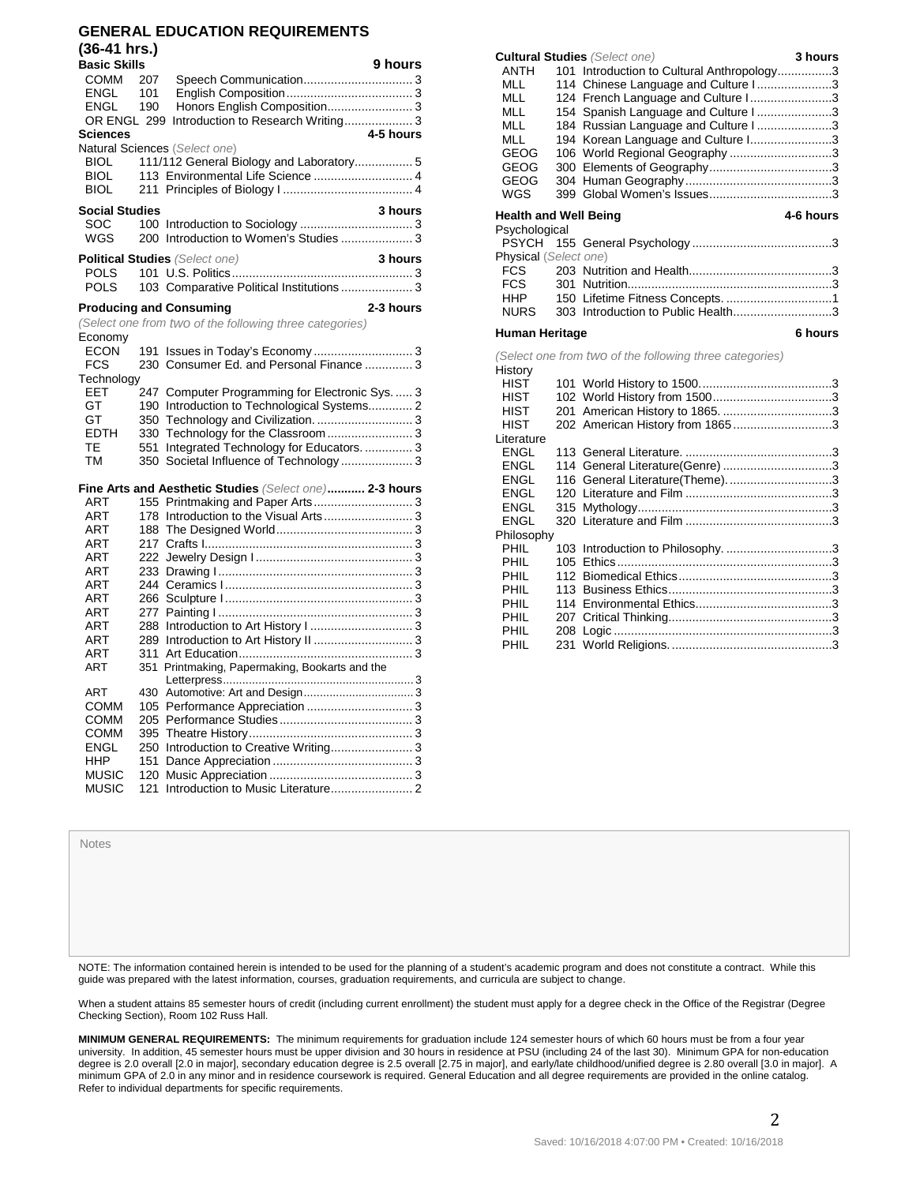## GENERAL EDUCATION REQUIREMENTS (36-41 hrs.)

### Basic Skills — 9 hours

| | | | |
|---|---|---|---|
| COMM | 207 | Speech Communication | 3 |
| ENGL | 101 | English Composition | 3 |
| ENGL | 190 | Honors English Composition | 3 |
| OR ENGL | 299 | Introduction to Research Writing | 3 |

### Sciences — 4-5 hours

Natural Sciences *(Select one)*

| | | | |
|---|---|---|---|
| BIOL | 111/112 | General Biology and Laboratory | 5 |
| BIOL | 113 | Environmental Life Science | 4 |
| BIOL | 211 | Principles of Biology I | 4 |

### Social Studies — 3 hours

| | | | |
|---|---|---|---|
| SOC | 100 | Introduction to Sociology | 3 |
| WGS | 200 | Introduction to Women's Studies | 3 |

### Political Studies *(Select one)* — 3 hours

| | | | |
|---|---|---|---|
| POLS | 101 | U.S. Politics | 3 |
| POLS | 103 | Comparative Political Institutions | 3 |

### Producing and Consuming — 2-3 hours

*(Select one from two of the following three categories)*

Economy

| | | | |
|---|---|---|---|
| ECON | 191 | Issues in Today's Economy | 3 |
| FCS | 230 | Consumer Ed. and Personal Finance | 3 |

Technology

| | | | |
|---|---|---|---|
| EET | 247 | Computer Programming for Electronic Sys. | 3 |
| GT | 190 | Introduction to Technological Systems | 2 |
| GT | 350 | Technology and Civilization. | 3 |
| EDTH | 330 | Technology for the Classroom | 3 |
| TE | 551 | Integrated Technology for Educators. | 3 |
| TM | 350 | Societal Influence of Technology | 3 |

### Fine Arts and Aesthetic Studies *(Select one)* — 2-3 hours

| | | | |
|---|---|---|---|
| ART | 155 | Printmaking and Paper Arts | 3 |
| ART | 178 | Introduction to the Visual Arts | 3 |
| ART | 188 | The Designed World | 3 |
| ART | 217 | Crafts I | 3 |
| ART | 222 | Jewelry Design I | 3 |
| ART | 233 | Drawing I | 3 |
| ART | 244 | Ceramics I | 3 |
| ART | 266 | Sculpture I | 3 |
| ART | 277 | Painting I | 3 |
| ART | 288 | Introduction to Art History I | 3 |
| ART | 289 | Introduction to Art History II | 3 |
| ART | 311 | Art Education | 3 |
| ART | 351 | Printmaking, Papermaking, Bookarts and the Letterpress | 3 |
| ART | 430 | Automotive: Art and Design | 3 |
| COMM | 105 | Performance Appreciation | 3 |
| COMM | 205 | Performance Studies | 3 |
| COMM | 395 | Theatre History | 3 |
| ENGL | 250 | Introduction to Creative Writing | 3 |
| HHP | 151 | Dance Appreciation | 3 |
| MUSIC | 120 | Music Appreciation | 3 |
| MUSIC | 121 | Introduction to Music Literature | 2 |

### Cultural Studies *(Select one)* — 3 hours

| | | | |
|---|---|---|---|
| ANTH | 101 | Introduction to Cultural Anthropology | 3 |
| MLL | 114 | Chinese Language and Culture I | 3 |
| MLL | 124 | French Language and Culture I | 3 |
| MLL | 154 | Spanish Language and Culture I | 3 |
| MLL | 184 | Russian Language and Culture I | 3 |
| MLL | 194 | Korean Language and Culture I | 3 |
| GEOG | 106 | World Regional Geography | 3 |
| GEOG | 300 | Elements of Geography | 3 |
| GEOG | 304 | Human Geography | 3 |
| WGS | 399 | Global Women's Issues | 3 |

### Health and Well Being — 4-6 hours

Psychological

| | | | |
|---|---|---|---|
| PSYCH | 155 | General Psychology | 3 |

Physical *(Select one)*

| | | | |
|---|---|---|---|
| FCS | 203 | Nutrition and Health | 3 |
| FCS | 301 | Nutrition | 3 |
| HHP | 150 | Lifetime Fitness Concepts. | 1 |
| NURS | 303 | Introduction to Public Health | 3 |

### Human Heritage — 6 hours

*(Select one from two of the following three categories)*

History

| | | | |
|---|---|---|---|
| HIST | 101 | World History to 1500. | 3 |
| HIST | 102 | World History from 1500 | 3 |
| HIST | 201 | American History to 1865. | 3 |
| HIST | 202 | American History from 1865 | 3 |

Literature

| | | | |
|---|---|---|---|
| ENGL | 113 | General Literature. | 3 |
| ENGL | 114 | General Literature(Genre) | 3 |
| ENGL | 116 | General Literature(Theme). | 3 |
| ENGL | 120 | Literature and Film | 3 |
| ENGL | 315 | Mythology | 3 |
| ENGL | 320 | Literature and Film | 3 |

Philosophy

| | | | |
|---|---|---|---|
| PHIL | 103 | Introduction to Philosophy. | 3 |
| PHIL | 105 | Ethics | 3 |
| PHIL | 112 | Biomedical Ethics | 3 |
| PHIL | 113 | Business Ethics | 3 |
| PHIL | 114 | Environmental Ethics | 3 |
| PHIL | 207 | Critical Thinking | 3 |
| PHIL | 208 | Logic | 3 |
| PHIL | 231 | World Religions. | 3 |

Notes

NOTE: The information contained herein is intended to be used for the planning of a student's academic program and does not constitute a contract. While this guide was prepared with the latest information, courses, graduation requirements, and curricula are subject to change.

When a student attains 85 semester hours of credit (including current enrollment) the student must apply for a degree check in the Office of the Registrar (Degree Checking Section), Room 102 Russ Hall.

**MINIMUM GENERAL REQUIREMENTS:** The minimum requirements for graduation include 124 semester hours of which 60 hours must be from a four year university. In addition, 45 semester hours must be upper division and 30 hours in residence at PSU (including 24 of the last 30). Minimum GPA for non-education degree is 2.0 overall [2.0 in major], secondary education degree is 2.5 overall [2.75 in major], and early/late childhood/unified degree is 2.80 overall [3.0 in major]. A minimum GPA of 2.0 in any minor and in residence coursework is required. General Education and all degree requirements are provided in the online catalog. Refer to individual departments for specific requirements.

Saved: 10/16/2018 4:07:00 PM • Created: 10/16/2018